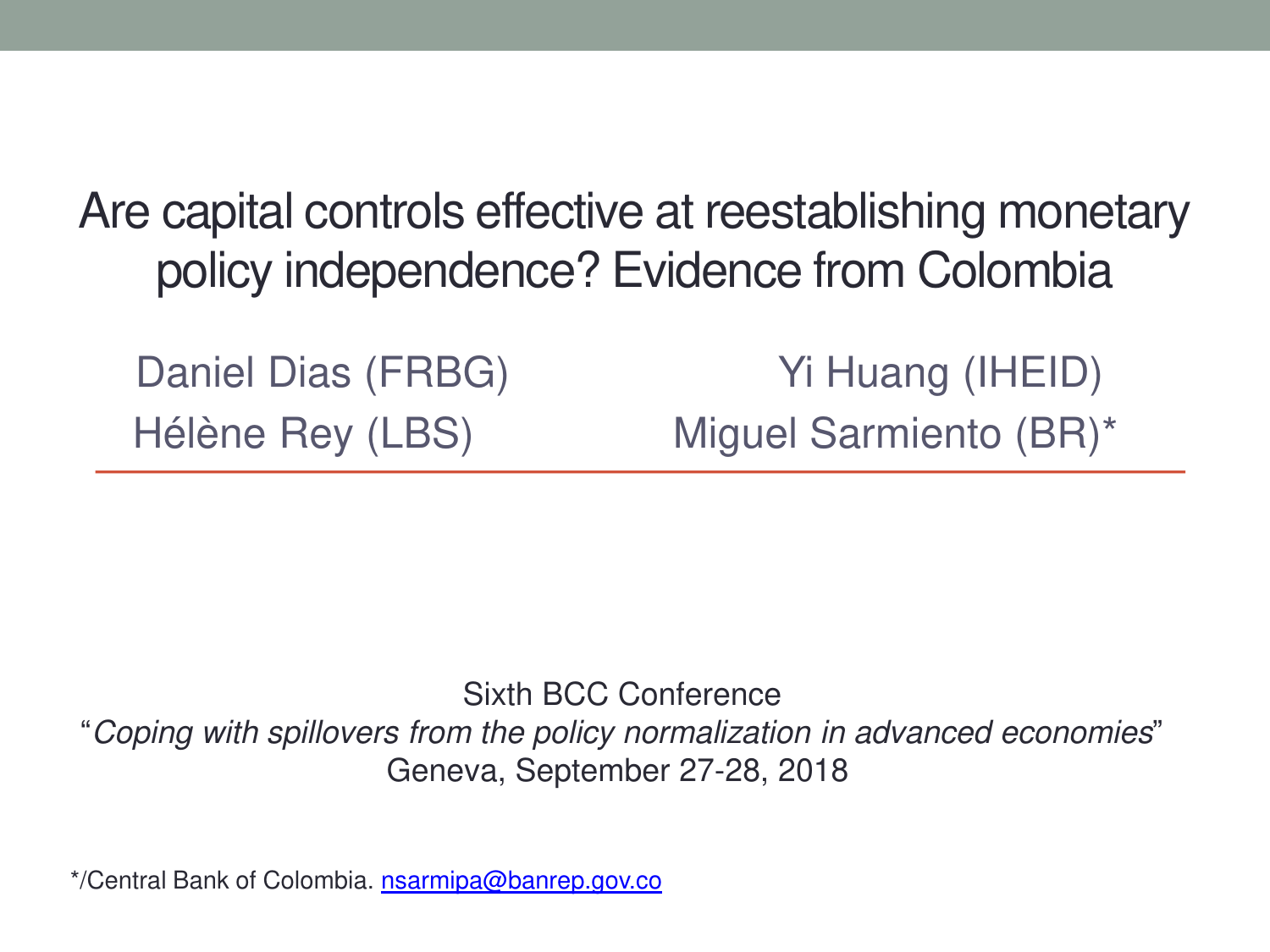# Are capital controls effective at reestablishing monetary policy independence? Evidence from Colombia

Daniel Dias (FRBG)

Yi Huang (IHEID)

Hélène Rey (LBS)

Miguel Sarmiento (BR)*

Sixth BCC Conference

"*Coping with spillovers from the policy normalization in advanced economies*"

Geneva, September 27-28, 2018

*/Central Bank of Colombia. nsarmipa@banrep.gov.co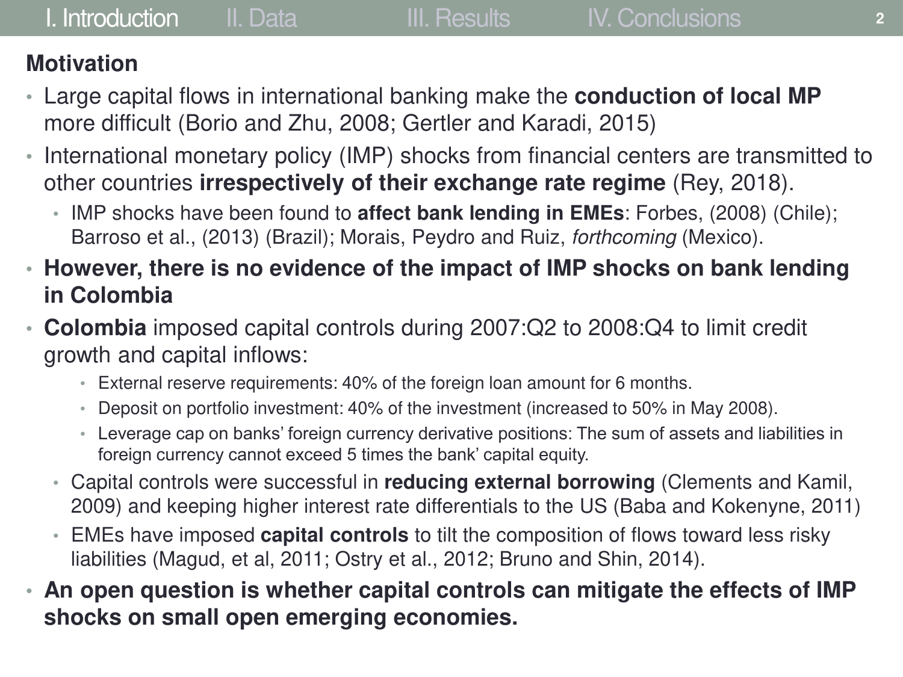## Motivation

- Large capital flows in international banking make the **conduction of local MP** more difficult (Borio and Zhu, 2008; Gertler and Karadi, 2015)
- International monetary policy (IMP) shocks from financial centers are transmitted to other countries **irrespectively of their exchange rate regime** (Rey, 2018).
  - IMP shocks have been found to **affect bank lending in EMEs**: Forbes, (2008) (Chile); Barroso et al., (2013) (Brazil); Morais, Peydro and Ruiz, *forthcoming* (Mexico).
- **However, there is no evidence of the impact of IMP shocks on bank lending in Colombia**
- **Colombia** imposed capital controls during 2007:Q2 to 2008:Q4 to limit credit growth and capital inflows:
    - External reserve requirements: 40% of the foreign loan amount for 6 months.
    - Deposit on portfolio investment: 40% of the investment (increased to 50% in May 2008).
    - Leverage cap on banks' foreign currency derivative positions: The sum of assets and liabilities in foreign currency cannot exceed 5 times the bank' capital equity.
  - Capital controls were successful in **reducing external borrowing** (Clements and Kamil, 2009) and keeping higher interest rate differentials to the US (Baba and Kokenyne, 2011)
  - EMEs have imposed **capital controls** to tilt the composition of flows toward less risky liabilities (Magud, et al, 2011; Ostry et al., 2012; Bruno and Shin, 2014).
- **An open question is whether capital controls can mitigate the effects of IMP shocks on small open emerging economies.**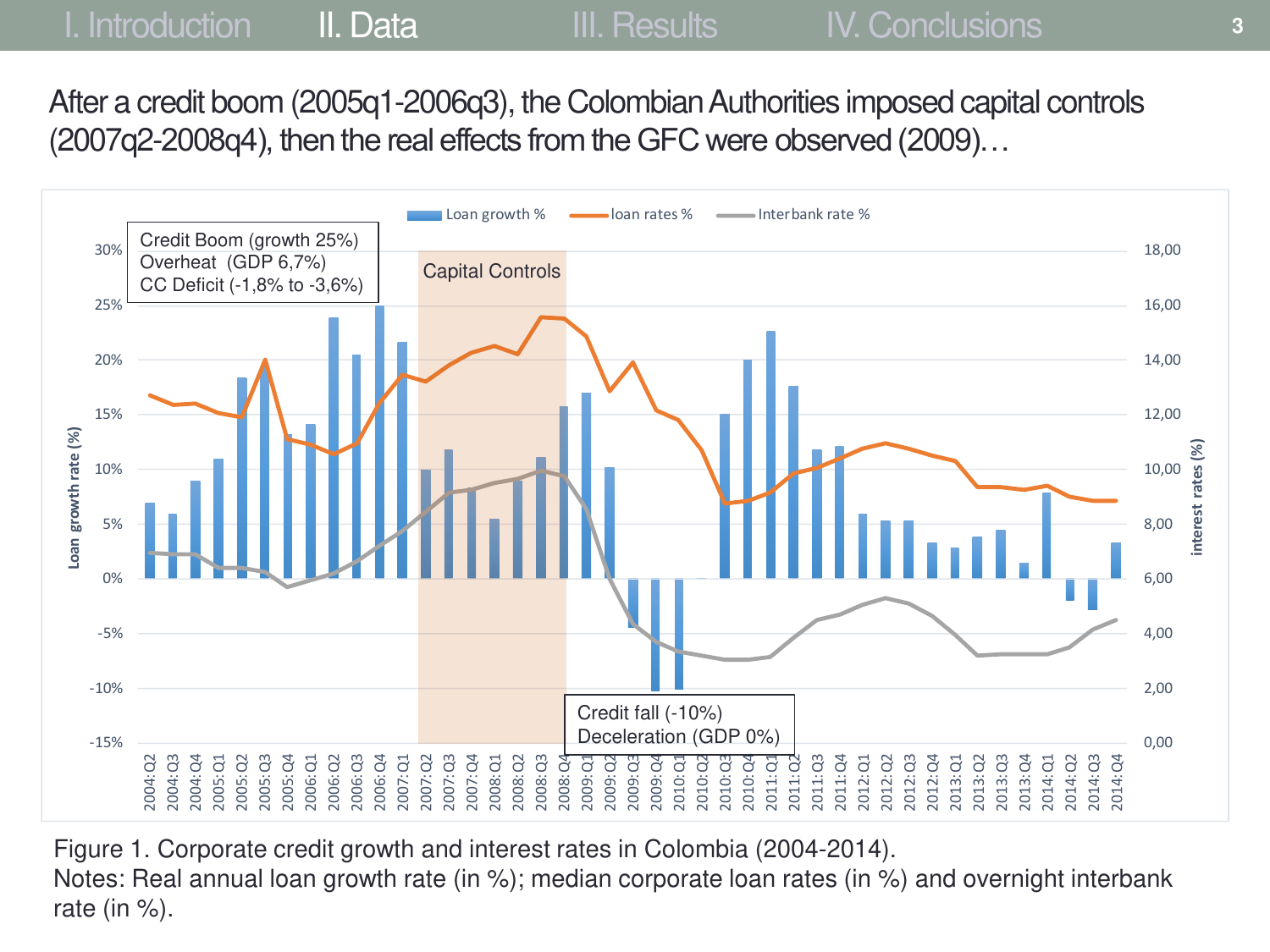After a credit boom (2005q1-2006q3), the Colombian Authorities imposed capital controls (2007q2-2008q4), then the real effects from the GFC were observed (2009)…

Figure 1. Corporate credit growth and interest rates in Colombia (2004-2014).
Notes: Real annual loan growth rate (in %); median corporate loan rates (in %) and overnight interbank rate (in %).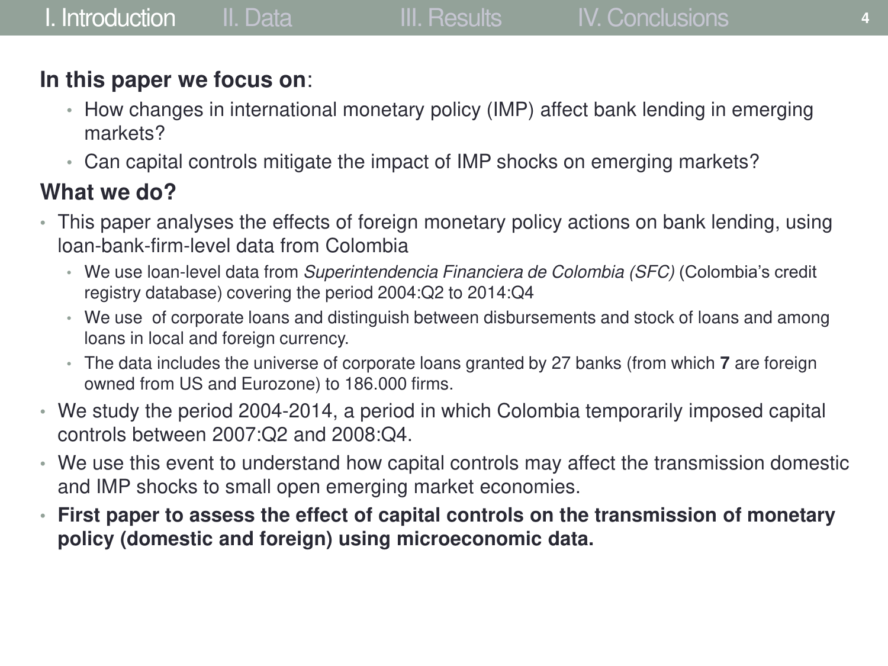**In this paper we focus on**:

- How changes in international monetary policy (IMP) affect bank lending in emerging markets?
- Can capital controls mitigate the impact of IMP shocks on emerging markets?

**What we do?**

- This paper analyses the effects of foreign monetary policy actions on bank lending, using loan-bank-firm-level data from Colombia
  - We use loan-level data from *Superintendencia Financiera de Colombia (SFC)* (Colombia's credit registry database) covering the period 2004:Q2 to 2014:Q4
  - We use of corporate loans and distinguish between disbursements and stock of loans and among loans in local and foreign currency.
  - The data includes the universe of corporate loans granted by 27 banks (from which **7** are foreign owned from US and Eurozone) to 186.000 firms.
- We study the period 2004-2014, a period in which Colombia temporarily imposed capital controls between 2007:Q2 and 2008:Q4.
- We use this event to understand how capital controls may affect the transmission domestic and IMP shocks to small open emerging market economies.
- **First paper to assess the effect of capital controls on the transmission of monetary policy (domestic and foreign) using microeconomic data.**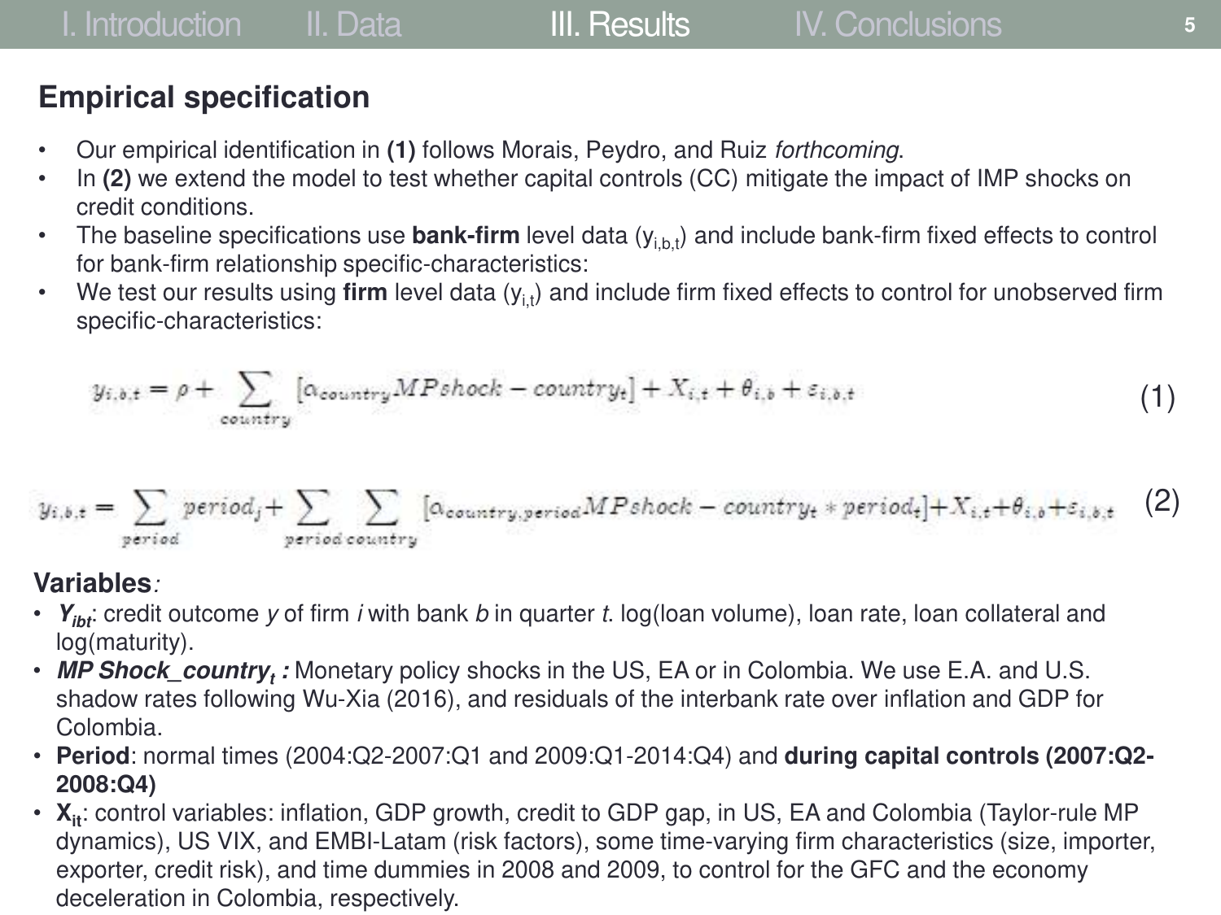## Empirical specification

- Our empirical identification in **(1)** follows Morais, Peydro, and Ruiz *forthcoming*.
- In **(2)** we extend the model to test whether capital controls (CC) mitigate the impact of IMP shocks on credit conditions.
- The baseline specifications use **bank-firm** level data ($y_{i,b,t}$) and include bank-firm fixed effects to control for bank-firm relationship specific-characteristics:
- We test our results using **firm** level data ($y_{i,t}$) and include firm fixed effects to control for unobserved firm specific-characteristics:

$$y_{i,b,t} = \rho + \sum_{country} [\alpha_{country} MPshock - country_t] + X_{i,t} + \theta_{i,b} + \varepsilon_{i,b,t} \tag{1}$$

$$y_{i,b,t} = \sum_{period} period_j + \sum_{period} \sum_{country} [\alpha_{country,period} MPshock - country_t * period_t] + X_{i,t} + \theta_{i,b} + \varepsilon_{i,b,t} \tag{2}$$

**Variables***:*

- ***$Y_{ibt}$***: credit outcome *y* of firm *i* with bank *b* in quarter *t*. log(loan volume), loan rate, loan collateral and log(maturity).
- ***MP Shock_country$_t$* :** Monetary policy shocks in the US, EA or in Colombia. We use E.A. and U.S. shadow rates following Wu-Xia (2016), and residuals of the interbank rate over inflation and GDP for Colombia.
- **Period**: normal times (2004:Q2-2007:Q1 and 2009:Q1-2014:Q4) and **during capital controls (2007:Q2-2008:Q4)**
- **$X_{it}$**: control variables: inflation, GDP growth, credit to GDP gap, in US, EA and Colombia (Taylor-rule MP dynamics), US VIX, and EMBI-Latam (risk factors), some time-varying firm characteristics (size, importer, exporter, credit risk), and time dummies in 2008 and 2009, to control for the GFC and the economy deceleration in Colombia, respectively.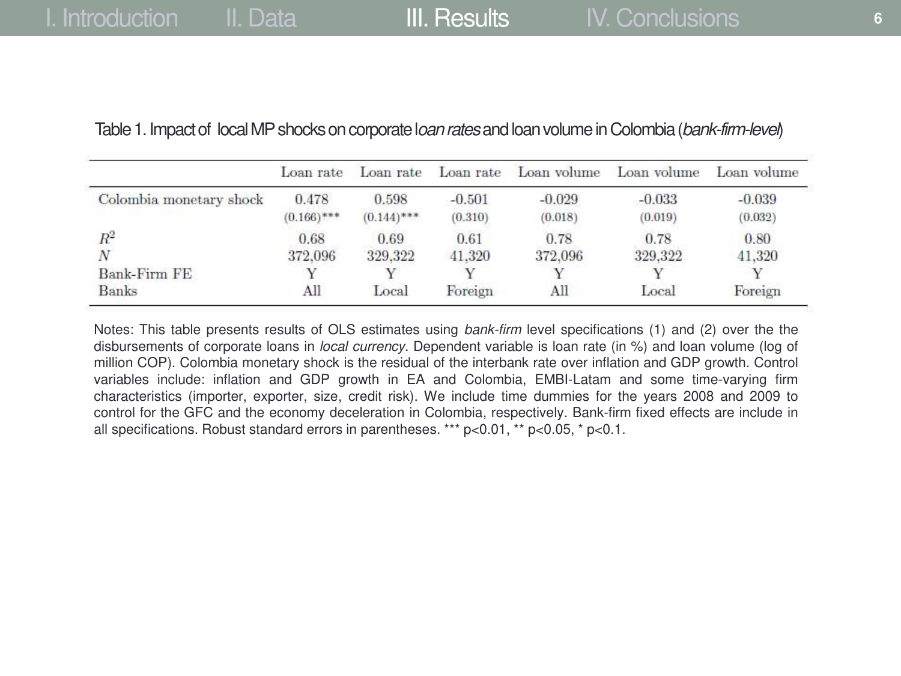Table 1. Impact of local MP shocks on corporate *loan rates* and loan volume in Colombia (*bank-firm-level*)

| | Loan rate | Loan rate | Loan rate | Loan volume | Loan volume | Loan volume |
|---|---|---|---|---|---|---|
| Colombia monetary shock | 0.478 | 0.598 | -0.501 | -0.029 | -0.033 | -0.039 |
| | (0.166)*** | (0.144)*** | (0.310) | (0.018) | (0.019) | (0.032) |
| $R^2$ | 0.68 | 0.69 | 0.61 | 0.78 | 0.78 | 0.80 |
| $N$ | 372,096 | 329,322 | 41,320 | 372,096 | 329,322 | 41,320 |
| Bank-Firm FE | Y | Y | Y | Y | Y | Y |
| Banks | All | Local | Foreign | All | Local | Foreign |

Notes: This table presents results of OLS estimates using *bank-firm* level specifications (1) and (2) over the the disbursements of corporate loans in *local currency*. Dependent variable is loan rate (in %) and loan volume (log of million COP). Colombia monetary shock is the residual of the interbank rate over inflation and GDP growth. Control variables include: inflation and GDP growth in EA and Colombia, EMBI-Latam and some time-varying firm characteristics (importer, exporter, size, credit risk). We include time dummies for the years 2008 and 2009 to control for the GFC and the economy deceleration in Colombia, respectively. Bank-firm fixed effects are include in all specifications. Robust standard errors in parentheses. *** p<0.01, ** p<0.05, * p<0.1.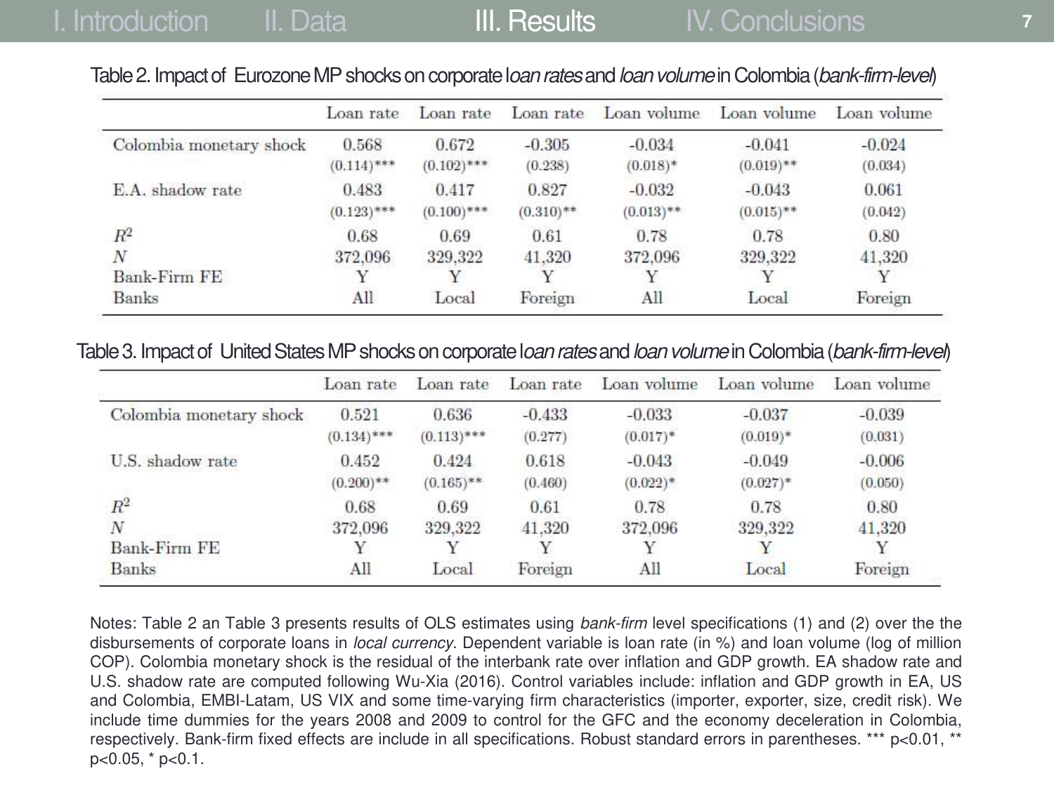Table 2. Impact of Eurozone MP shocks on corporate *loan rates* and *loan volume* in Colombia (*bank-firm-level*)

| | Loan rate | Loan rate | Loan rate | Loan volume | Loan volume | Loan volume |
|---|---|---|---|---|---|---|
| Colombia monetary shock | 0.568 | 0.672 | -0.305 | -0.034 | -0.041 | -0.024 |
| | (0.114)*** | (0.102)*** | (0.238) | (0.018)* | (0.019)** | (0.034) |
| E.A. shadow rate | 0.483 | 0.417 | 0.827 | -0.032 | -0.043 | 0.061 |
| | (0.123)*** | (0.100)*** | (0.310)** | (0.013)** | (0.015)** | (0.042) |
| $R^2$ | 0.68 | 0.69 | 0.61 | 0.78 | 0.78 | 0.80 |
| $N$ | 372,096 | 329,322 | 41,320 | 372,096 | 329,322 | 41,320 |
| Bank-Firm FE | Y | Y | Y | Y | Y | Y |
| Banks | All | Local | Foreign | All | Local | Foreign |

Table 3. Impact of United States MP shocks on corporate *loan rates* and *loan volume* in Colombia (*bank-firm-level*)

| | Loan rate | Loan rate | Loan rate | Loan volume | Loan volume | Loan volume |
|---|---|---|---|---|---|---|
| Colombia monetary shock | 0.521 | 0.636 | -0.433 | -0.033 | -0.037 | -0.039 |
| | (0.134)*** | (0.113)*** | (0.277) | (0.017)* | (0.019)* | (0.031) |
| U.S. shadow rate | 0.452 | 0.424 | 0.618 | -0.043 | -0.049 | -0.006 |
| | (0.200)** | (0.165)** | (0.460) | (0.022)* | (0.027)* | (0.050) |
| $R^2$ | 0.68 | 0.69 | 0.61 | 0.78 | 0.78 | 0.80 |
| $N$ | 372,096 | 329,322 | 41,320 | 372,096 | 329,322 | 41,320 |
| Bank-Firm FE | Y | Y | Y | Y | Y | Y |
| Banks | All | Local | Foreign | All | Local | Foreign |

Notes: Table 2 an Table 3 presents results of OLS estimates using *bank-firm* level specifications (1) and (2) over the the disbursements of corporate loans in *local currency*. Dependent variable is loan rate (in %) and loan volume (log of million COP). Colombia monetary shock is the residual of the interbank rate over inflation and GDP growth. EA shadow rate and U.S. shadow rate are computed following Wu-Xia (2016). Control variables include: inflation and GDP growth in EA, US and Colombia, EMBI-Latam, US VIX and some time-varying firm characteristics (importer, exporter, size, credit risk). We include time dummies for the years 2008 and 2009 to control for the GFC and the economy deceleration in Colombia, respectively. Bank-firm fixed effects are include in all specifications. Robust standard errors in parentheses. *** p<0.01, ** p<0.05, * p<0.1.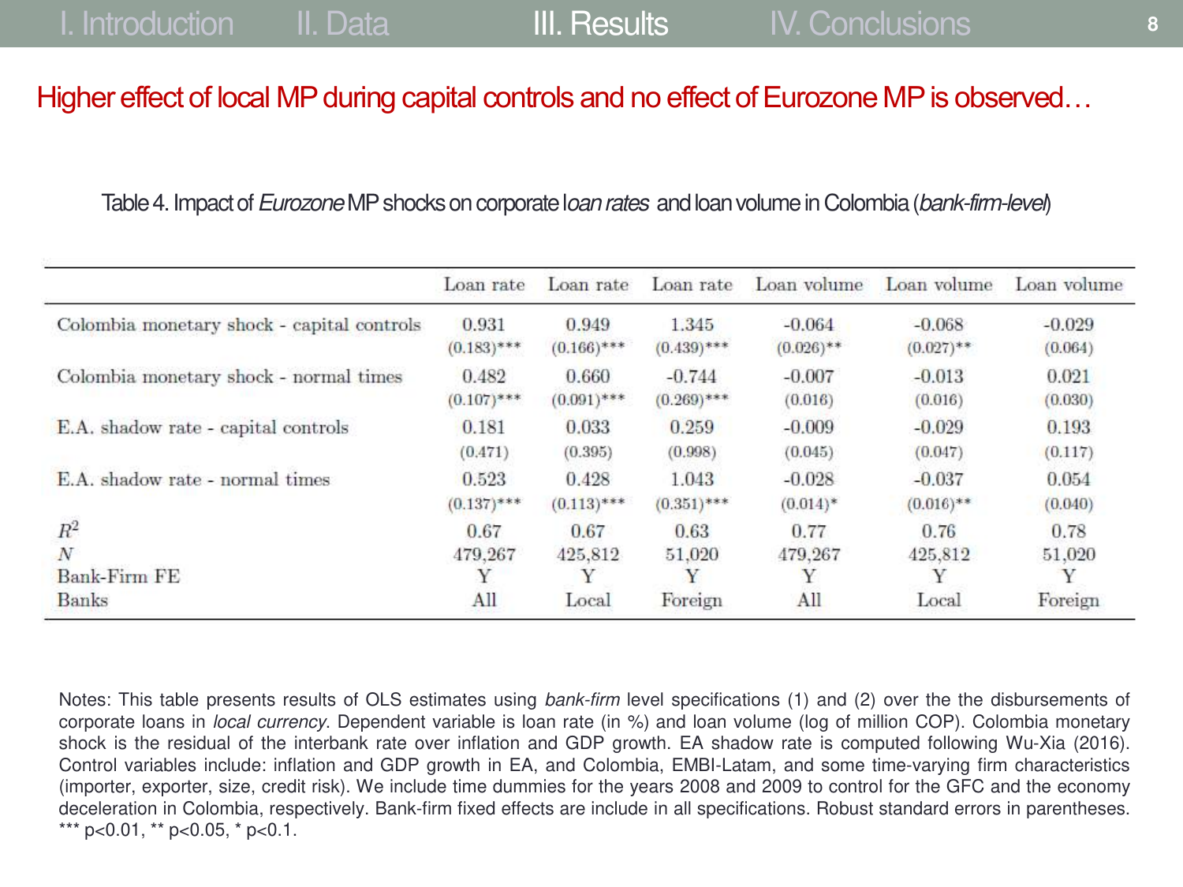# Higher effect of local MP during capital controls and no effect of Eurozone MP is observed…

Table 4. Impact of *Eurozone* MP shocks on corporate l*oan rates* and loan volume in Colombia (*bank-firm-level*)

| | Loan rate | Loan rate | Loan rate | Loan volume | Loan volume | Loan volume |
|---|---|---|---|---|---|---|
| Colombia monetary shock - capital controls | 0.931 | 0.949 | 1.345 | -0.064 | -0.068 | -0.029 |
| | (0.183)*** | (0.166)*** | (0.439)*** | (0.026)** | (0.027)** | (0.064) |
| Colombia monetary shock - normal times | 0.482 | 0.660 | -0.744 | -0.007 | -0.013 | 0.021 |
| | (0.107)*** | (0.091)*** | (0.269)*** | (0.016) | (0.016) | (0.030) |
| E.A. shadow rate - capital controls | 0.181 | 0.033 | 0.259 | -0.009 | -0.029 | 0.193 |
| | (0.471) | (0.395) | (0.998) | (0.045) | (0.047) | (0.117) |
| E.A. shadow rate - normal times | 0.523 | 0.428 | 1.043 | -0.028 | -0.037 | 0.054 |
| | (0.137)*** | (0.113)*** | (0.351)*** | (0.014)* | (0.016)** | (0.040) |
| $R^2$ | 0.67 | 0.67 | 0.63 | 0.77 | 0.76 | 0.78 |
| $N$ | 479,267 | 425,812 | 51,020 | 479,267 | 425,812 | 51,020 |
| Bank-Firm FE | Y | Y | Y | Y | Y | Y |
| Banks | All | Local | Foreign | All | Local | Foreign |

Notes: This table presents results of OLS estimates using *bank-firm* level specifications (1) and (2) over the the disbursements of corporate loans in *local currency*. Dependent variable is loan rate (in %) and loan volume (log of million COP). Colombia monetary shock is the residual of the interbank rate over inflation and GDP growth. EA shadow rate is computed following Wu-Xia (2016). Control variables include: inflation and GDP growth in EA, and Colombia, EMBI-Latam, and some time-varying firm characteristics (importer, exporter, size, credit risk). We include time dummies for the years 2008 and 2009 to control for the GFC and the economy deceleration in Colombia, respectively. Bank-firm fixed effects are include in all specifications. Robust standard errors in parentheses. *** $p<0.01$, ** $p<0.05$, * $p<0.1$.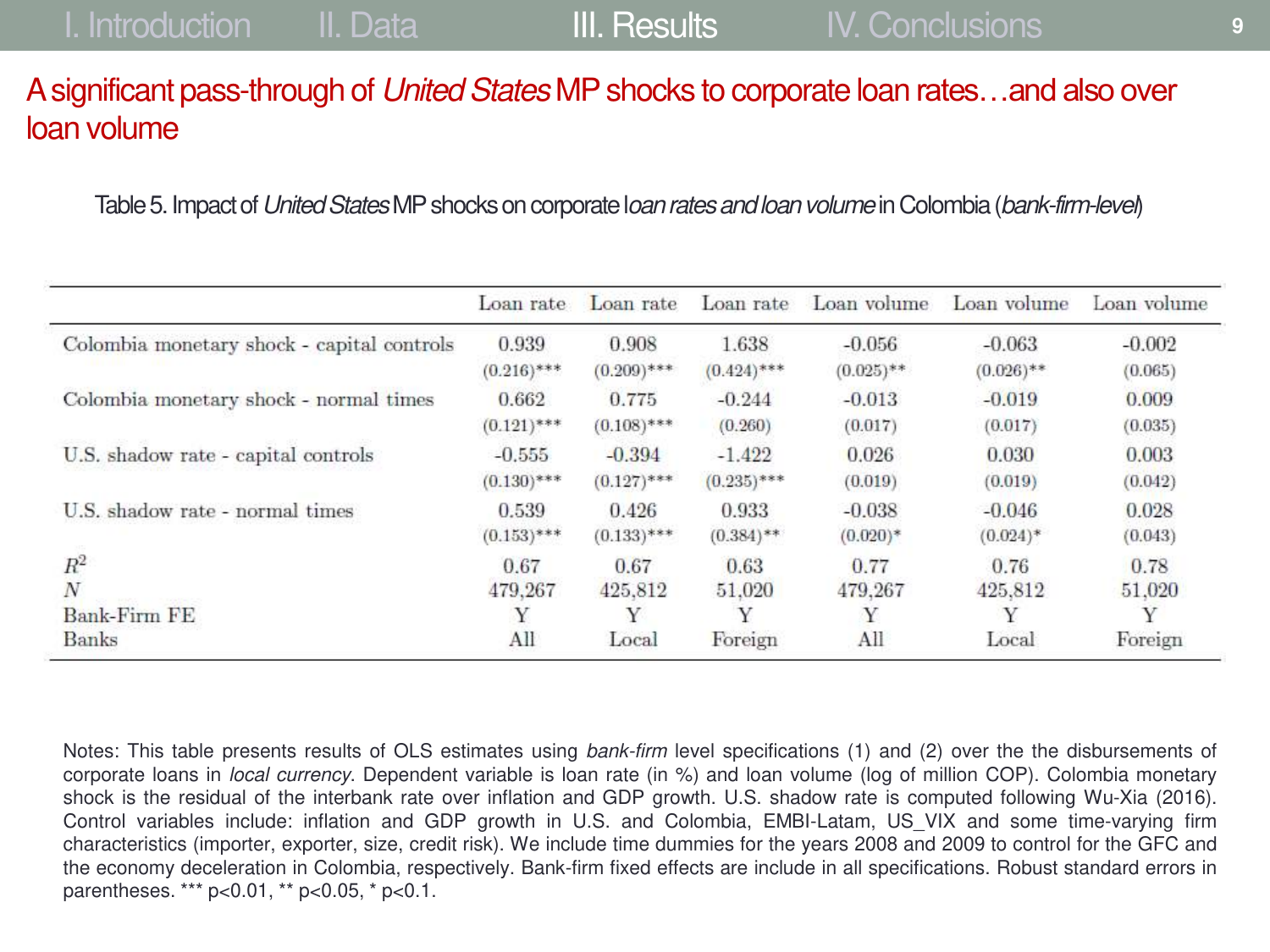# A significant pass-through of *United States* MP shocks to corporate loan rates…and also over loan volume

Table 5. Impact of *United States* MP shocks on corporate l*oan rates and loan volume* in Colombia (*bank-firm-level*)

| | Loan rate | Loan rate | Loan rate | Loan volume | Loan volume | Loan volume |
|---|---|---|---|---|---|---|
| Colombia monetary shock - capital controls | 0.939 | 0.908 | 1.638 | -0.056 | -0.063 | -0.002 |
| | (0.216)*** | (0.209)*** | (0.424)*** | (0.025)** | (0.026)** | (0.065) |
| Colombia monetary shock - normal times | 0.662 | 0.775 | -0.244 | -0.013 | -0.019 | 0.009 |
| | (0.121)*** | (0.108)*** | (0.260) | (0.017) | (0.017) | (0.035) |
| U.S. shadow rate - capital controls | -0.555 | -0.394 | -1.422 | 0.026 | 0.030 | 0.003 |
| | (0.130)*** | (0.127)*** | (0.235)*** | (0.019) | (0.019) | (0.042) |
| U.S. shadow rate - normal times | 0.539 | 0.426 | 0.933 | -0.038 | -0.046 | 0.028 |
| | (0.153)*** | (0.133)*** | (0.384)** | (0.020)* | (0.024)* | (0.043) |
| $R^2$ | 0.67 | 0.67 | 0.63 | 0.77 | 0.76 | 0.78 |
| $N$ | 479,267 | 425,812 | 51,020 | 479,267 | 425,812 | 51,020 |
| Bank-Firm FE | Y | Y | Y | Y | Y | Y |
| Banks | All | Local | Foreign | All | Local | Foreign |

Notes: This table presents results of OLS estimates using *bank-firm* level specifications (1) and (2) over the the disbursements of corporate loans in *local currency*. Dependent variable is loan rate (in %) and loan volume (log of million COP). Colombia monetary shock is the residual of the interbank rate over inflation and GDP growth. U.S. shadow rate is computed following Wu-Xia (2016). Control variables include: inflation and GDP growth in U.S. and Colombia, EMBI-Latam, US_VIX and some time-varying firm characteristics (importer, exporter, size, credit risk). We include time dummies for the years 2008 and 2009 to control for the GFC and the economy deceleration in Colombia, respectively. Bank-firm fixed effects are include in all specifications. Robust standard errors in parentheses. *** p<0.01, ** p<0.05, * p<0.1.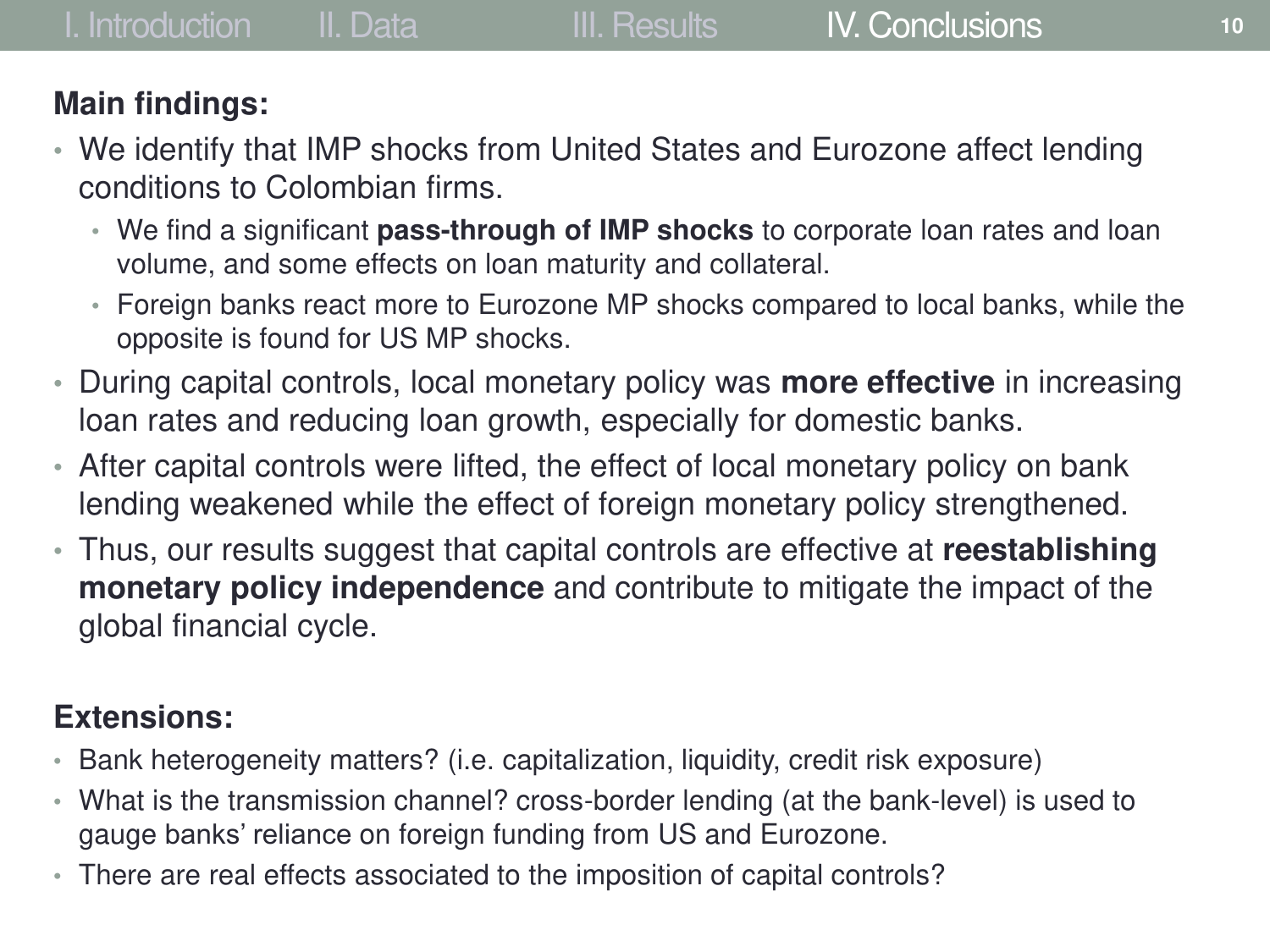**Main findings:**

- We identify that IMP shocks from United States and Eurozone affect lending conditions to Colombian firms.
  - We find a significant **pass-through of IMP shocks** to corporate loan rates and loan volume, and some effects on loan maturity and collateral.
  - Foreign banks react more to Eurozone MP shocks compared to local banks, while the opposite is found for US MP shocks.
- During capital controls, local monetary policy was **more effective** in increasing loan rates and reducing loan growth, especially for domestic banks.
- After capital controls were lifted, the effect of local monetary policy on bank lending weakened while the effect of foreign monetary policy strengthened.
- Thus, our results suggest that capital controls are effective at **reestablishing monetary policy independence** and contribute to mitigate the impact of the global financial cycle.

**Extensions:**

- Bank heterogeneity matters? (i.e. capitalization, liquidity, credit risk exposure)
- What is the transmission channel? cross-border lending (at the bank-level) is used to gauge banks' reliance on foreign funding from US and Eurozone.
- There are real effects associated to the imposition of capital controls?